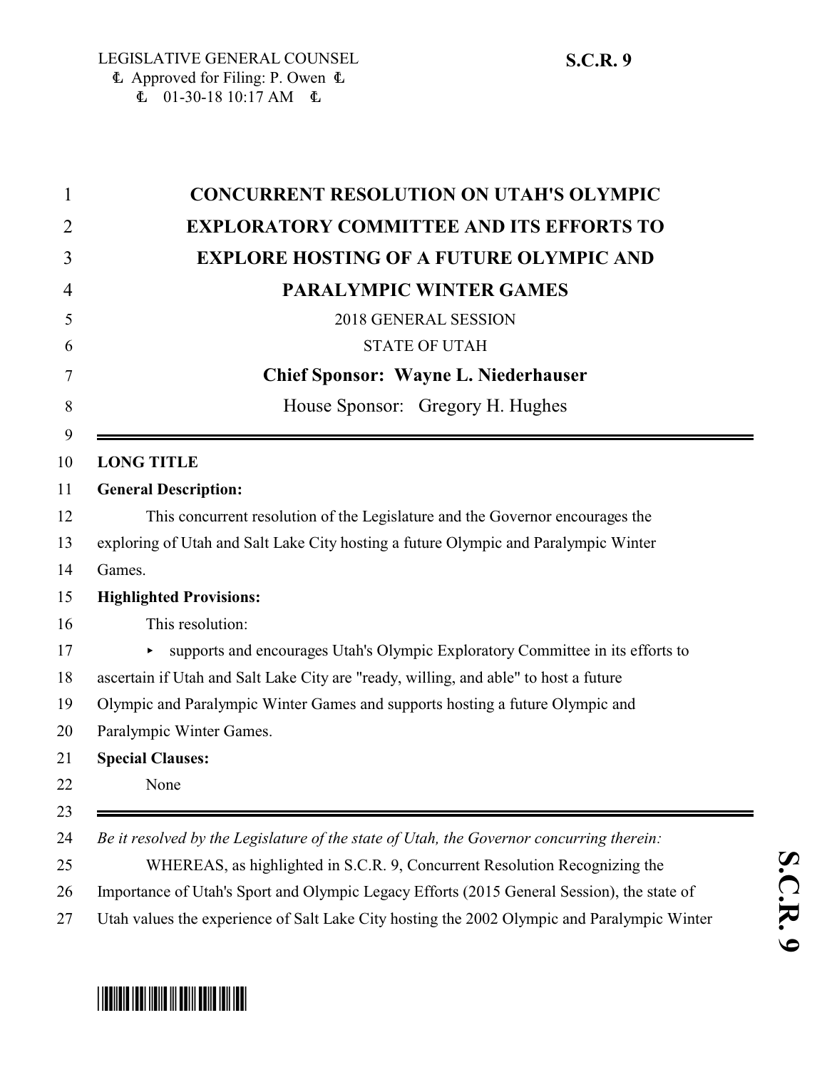LEGISLATIVE GENERAL COUNSEL
Approved for Filing: P. Owen
01-30-18 10:17 AM

**S.C.R. 9**

# CONCURRENT RESOLUTION ON UTAH'S OLYMPIC EXPLORATORY COMMITTEE AND ITS EFFORTS TO EXPLORE HOSTING OF A FUTURE OLYMPIC AND PARALYMPIC WINTER GAMES

2018 GENERAL SESSION

STATE OF UTAH

**Chief Sponsor: Wayne L. Niederhauser**

House Sponsor: Gregory H. Hughes

---

**LONG TITLE**

**General Description:**

This concurrent resolution of the Legislature and the Governor encourages the exploring of Utah and Salt Lake City hosting a future Olympic and Paralympic Winter Games.

**Highlighted Provisions:**

This resolution:

- supports and encourages Utah's Olympic Exploratory Committee in its efforts to ascertain if Utah and Salt Lake City are "ready, willing, and able" to host a future Olympic and Paralympic Winter Games and supports hosting a future Olympic and Paralympic Winter Games.

**Special Clauses:**

None

---

*Be it resolved by the Legislature of the state of Utah, the Governor concurring therein:*

WHEREAS, as highlighted in S.C.R. 9, Concurrent Resolution Recognizing the Importance of Utah's Sport and Olympic Legacy Efforts (2015 General Session), the state of Utah values the experience of Salt Lake City hosting the 2002 Olympic and Paralympic Winter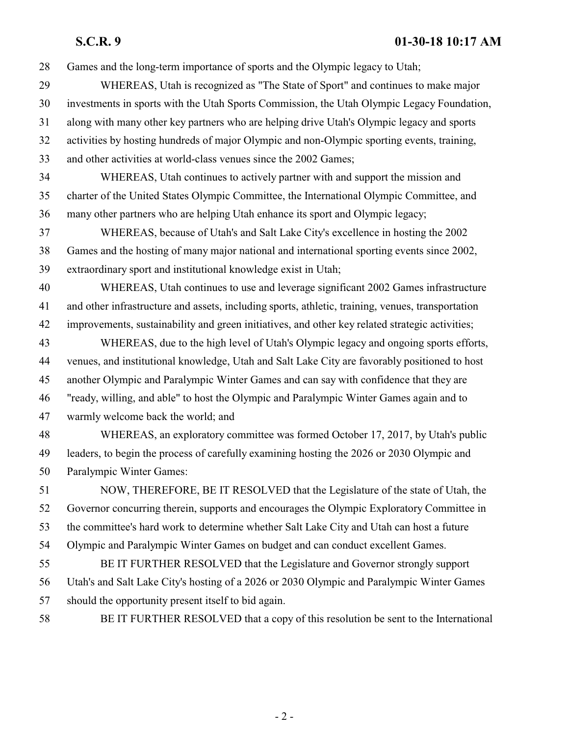Games and the long-term importance of sports and the Olympic legacy to Utah;

WHEREAS, Utah is recognized as "The State of Sport" and continues to make major investments in sports with the Utah Sports Commission, the Utah Olympic Legacy Foundation, along with many other key partners who are helping drive Utah's Olympic legacy and sports activities by hosting hundreds of major Olympic and non-Olympic sporting events, training, and other activities at world-class venues since the 2002 Games;

WHEREAS, Utah continues to actively partner with and support the mission and charter of the United States Olympic Committee, the International Olympic Committee, and many other partners who are helping Utah enhance its sport and Olympic legacy;

WHEREAS, because of Utah's and Salt Lake City's excellence in hosting the 2002 Games and the hosting of many major national and international sporting events since 2002, extraordinary sport and institutional knowledge exist in Utah;

WHEREAS, Utah continues to use and leverage significant 2002 Games infrastructure and other infrastructure and assets, including sports, athletic, training, venues, transportation improvements, sustainability and green initiatives, and other key related strategic activities;

WHEREAS, due to the high level of Utah's Olympic legacy and ongoing sports efforts, venues, and institutional knowledge, Utah and Salt Lake City are favorably positioned to host another Olympic and Paralympic Winter Games and can say with confidence that they are "ready, willing, and able" to host the Olympic and Paralympic Winter Games again and to warmly welcome back the world; and

WHEREAS, an exploratory committee was formed October 17, 2017, by Utah's public leaders, to begin the process of carefully examining hosting the 2026 or 2030 Olympic and Paralympic Winter Games:

NOW, THEREFORE, BE IT RESOLVED that the Legislature of the state of Utah, the Governor concurring therein, supports and encourages the Olympic Exploratory Committee in the committee's hard work to determine whether Salt Lake City and Utah can host a future Olympic and Paralympic Winter Games on budget and can conduct excellent Games.

BE IT FURTHER RESOLVED that the Legislature and Governor strongly support Utah's and Salt Lake City's hosting of a 2026 or 2030 Olympic and Paralympic Winter Games should the opportunity present itself to bid again.

BE IT FURTHER RESOLVED that a copy of this resolution be sent to the International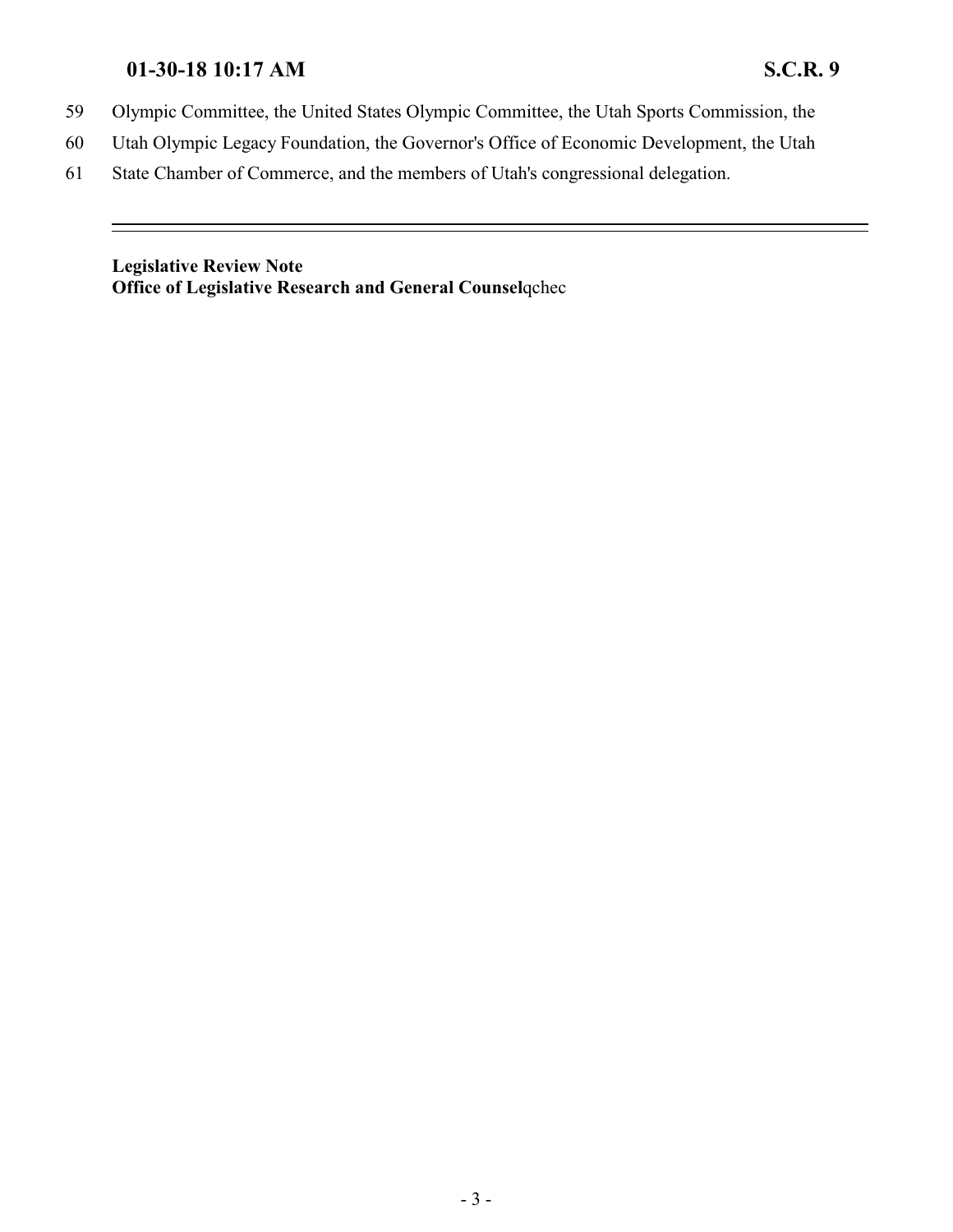Olympic Committee, the United States Olympic Committee, the Utah Sports Commission, the Utah Olympic Legacy Foundation, the Governor's Office of Economic Development, the Utah State Chamber of Commerce, and the members of Utah's congressional delegation.

---

**Legislative Review Note**
**Office of Legislative Research and General Counsel**qchec